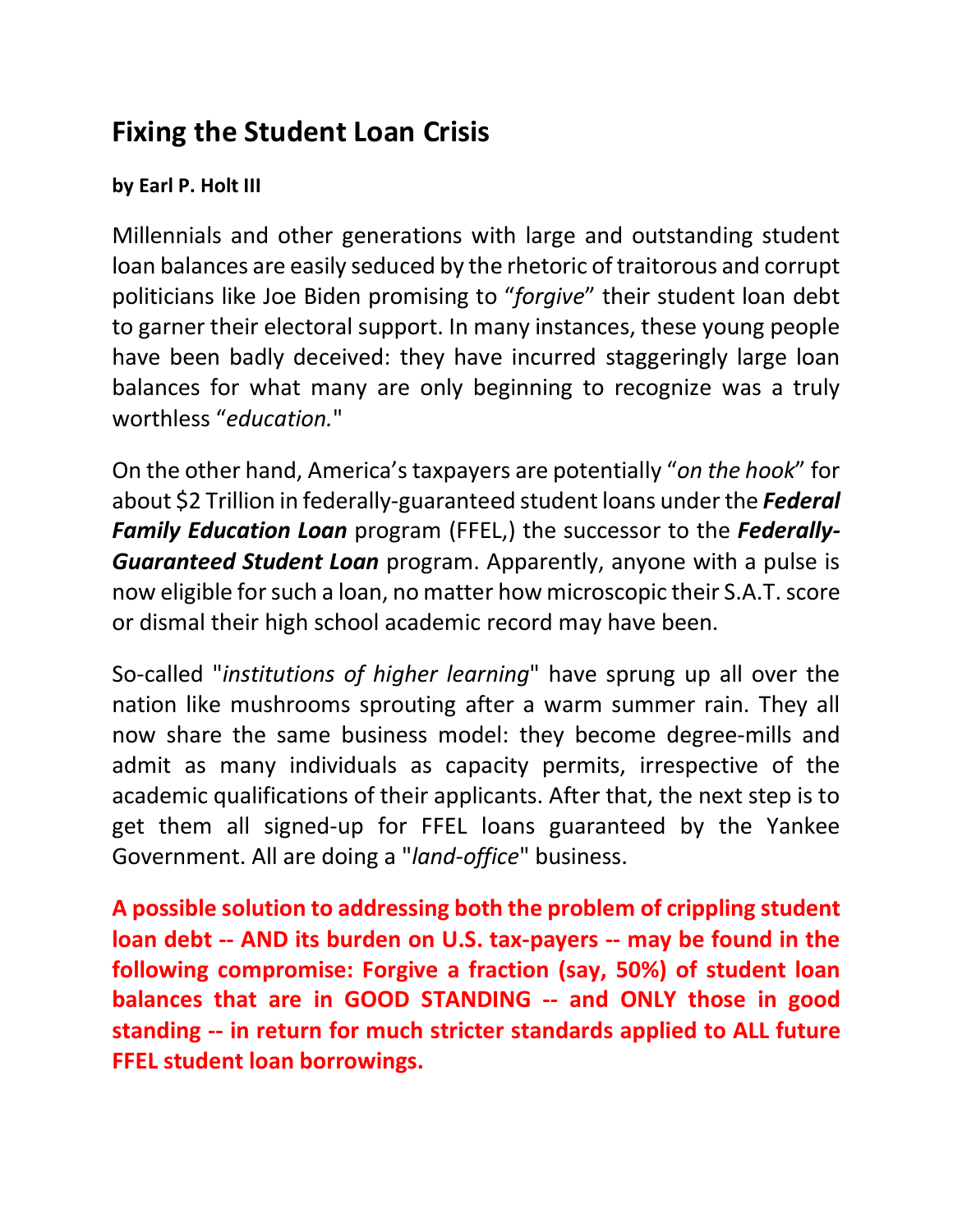## Fixing the Student Loan Crisis

**by Earl P. Holt III**

Millennials and other generations with large and outstanding student loan balances are easily seduced by the rhetoric of traitorous and corrupt politicians like Joe Biden promising to "*forgive*" their student loan debt to garner their electoral support. In many instances, these young people have been badly deceived: they have incurred staggeringly large loan balances for what many are only beginning to recognize was a truly worthless "*education.*"

On the other hand, America's taxpayers are potentially "*on the hook*" for about $2 Trillion in federally-guaranteed student loans under the ***Federal Family Education Loan*** program (FFEL,) the successor to the ***Federally-Guaranteed Student Loan*** program. Apparently, anyone with a pulse is now eligible for such a loan, no matter how microscopic their S.A.T. score or dismal their high school academic record may have been.

So-called "*institutions of higher learning*" have sprung up all over the nation like mushrooms sprouting after a warm summer rain. They all now share the same business model: they become degree-mills and admit as many individuals as capacity permits, irrespective of the academic qualifications of their applicants. After that, the next step is to get them all signed-up for FFEL loans guaranteed by the Yankee Government. All are doing a "*land-office*" business.

**A possible solution to addressing both the problem of crippling student loan debt -- AND its burden on U.S. tax-payers -- may be found in the following compromise: Forgive a fraction (say, 50%) of student loan balances that are in GOOD STANDING -- and ONLY those in good standing -- in return for much stricter standards applied to ALL future FFEL student loan borrowings.**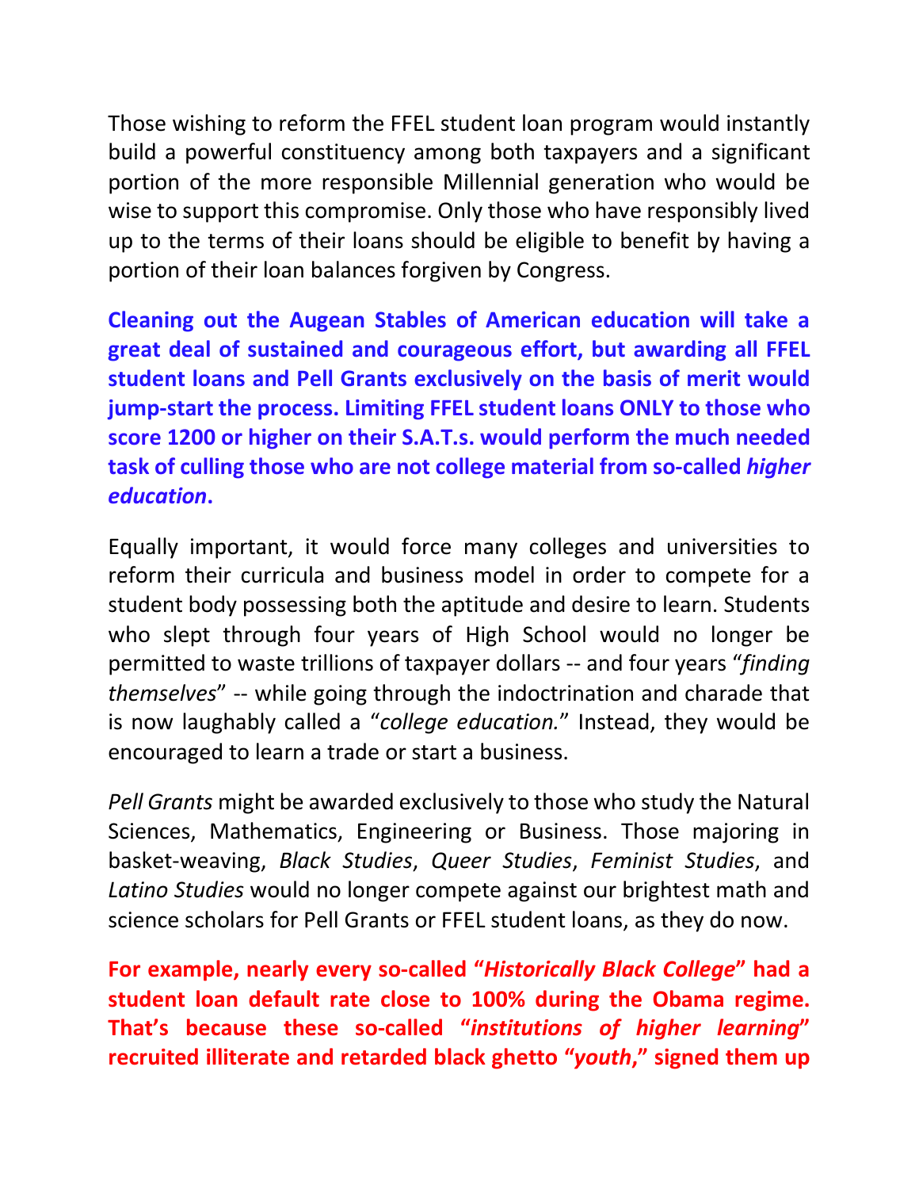Those wishing to reform the FFEL student loan program would instantly build a powerful constituency among both taxpayers and a significant portion of the more responsible Millennial generation who would be wise to support this compromise. Only those who have responsibly lived up to the terms of their loans should be eligible to benefit by having a portion of their loan balances forgiven by Congress.

**Cleaning out the Augean Stables of American education will take a great deal of sustained and courageous effort, but awarding all FFEL student loans and Pell Grants exclusively on the basis of merit would jump-start the process. Limiting FFEL student loans ONLY to those who score 1200 or higher on their S.A.T.s. would perform the much needed task of culling those who are not college material from so-called *higher education*.**

Equally important, it would force many colleges and universities to reform their curricula and business model in order to compete for a student body possessing both the aptitude and desire to learn. Students who slept through four years of High School would no longer be permitted to waste trillions of taxpayer dollars -- and four years "*finding themselves*" -- while going through the indoctrination and charade that is now laughably called a "*college education.*" Instead, they would be encouraged to learn a trade or start a business.

*Pell Grants* might be awarded exclusively to those who study the Natural Sciences, Mathematics, Engineering or Business. Those majoring in basket-weaving, *Black Studies*, *Queer Studies*, *Feminist Studies*, and *Latino Studies* would no longer compete against our brightest math and science scholars for Pell Grants or FFEL student loans, as they do now.

**For example, nearly every so-called "*Historically Black College*" had a student loan default rate close to 100% during the Obama regime. That's because these so-called "*institutions of higher learning*" recruited illiterate and retarded black ghetto "*youth*," signed them up**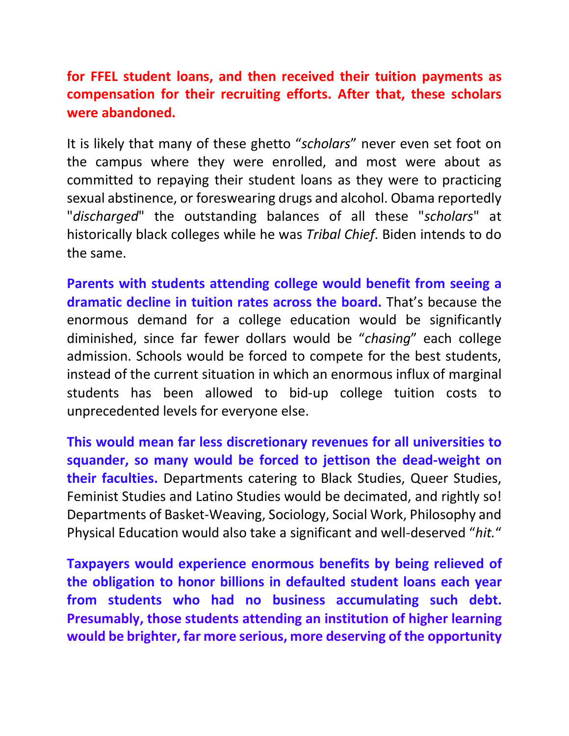**for FFEL student loans, and then received their tuition payments as compensation for their recruiting efforts. After that, these scholars were abandoned.**

It is likely that many of these ghetto "*scholars*" never even set foot on the campus where they were enrolled, and most were about as committed to repaying their student loans as they were to practicing sexual abstinence, or foreswearing drugs and alcohol. Obama reportedly "*discharged*" the outstanding balances of all these "*scholars*" at historically black colleges while he was *Tribal Chief*. Biden intends to do the same.

**Parents with students attending college would benefit from seeing a dramatic decline in tuition rates across the board.** That's because the enormous demand for a college education would be significantly diminished, since far fewer dollars would be "*chasing*" each college admission. Schools would be forced to compete for the best students, instead of the current situation in which an enormous influx of marginal students has been allowed to bid-up college tuition costs to unprecedented levels for everyone else.

**This would mean far less discretionary revenues for all universities to squander, so many would be forced to jettison the dead-weight on their faculties.** Departments catering to Black Studies, Queer Studies, Feminist Studies and Latino Studies would be decimated, and rightly so! Departments of Basket-Weaving, Sociology, Social Work, Philosophy and Physical Education would also take a significant and well-deserved "*hit.*"

**Taxpayers would experience enormous benefits by being relieved of the obligation to honor billions in defaulted student loans each year from students who had no business accumulating such debt. Presumably, those students attending an institution of higher learning would be brighter, far more serious, more deserving of the opportunity**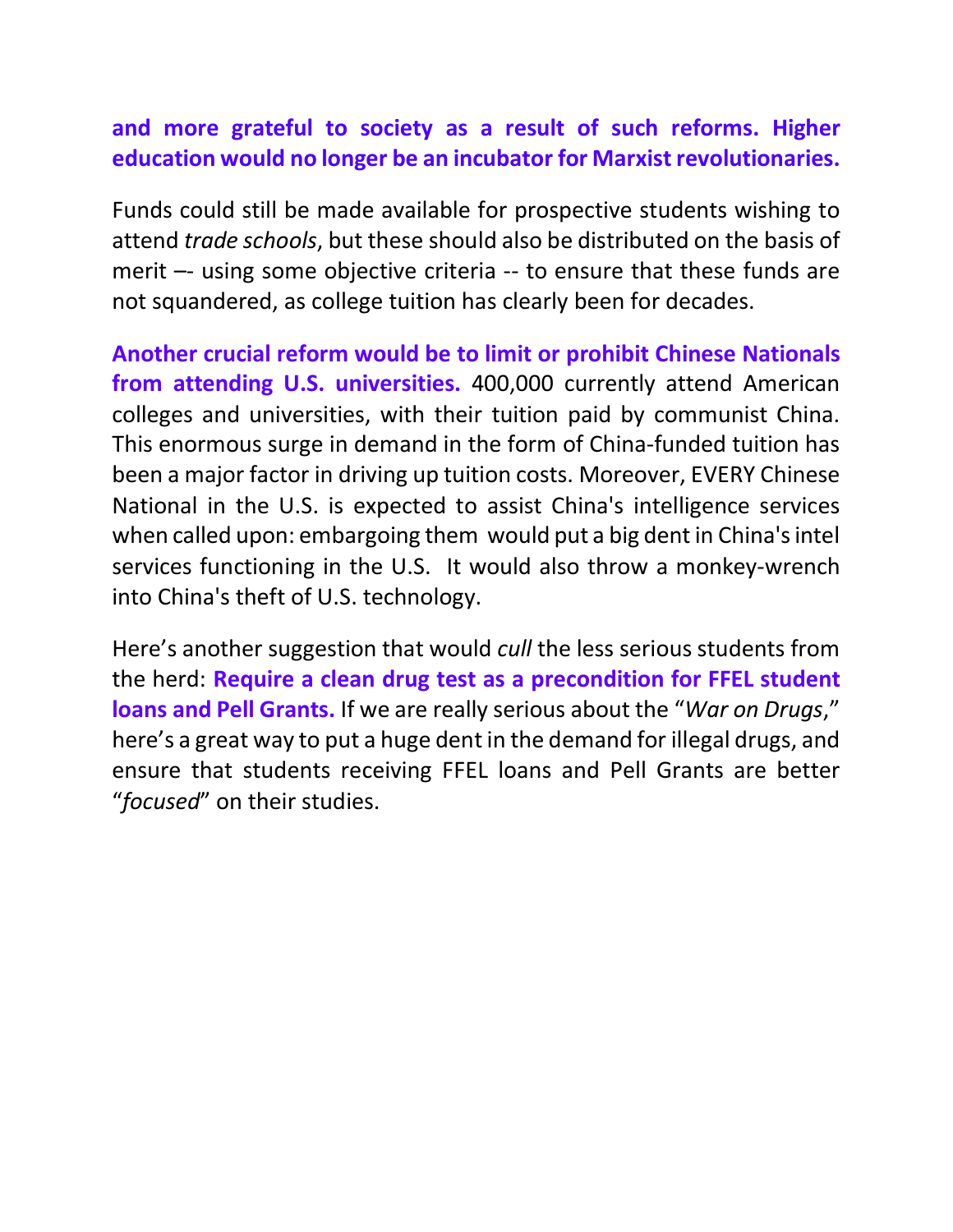**and more grateful to society as a result of such reforms. Higher education would no longer be an incubator for Marxist revolutionaries.**

Funds could still be made available for prospective students wishing to attend *trade schools*, but these should also be distributed on the basis of merit –- using some objective criteria -- to ensure that these funds are not squandered, as college tuition has clearly been for decades.

**Another crucial reform would be to limit or prohibit Chinese Nationals from attending U.S. universities.** 400,000 currently attend American colleges and universities, with their tuition paid by communist China. This enormous surge in demand in the form of China-funded tuition has been a major factor in driving up tuition costs. Moreover, EVERY Chinese National in the U.S. is expected to assist China's intelligence services when called upon: embargoing them would put a big dent in China's intel services functioning in the U.S. It would also throw a monkey-wrench into China's theft of U.S. technology.

Here's another suggestion that would *cull* the less serious students from the herd: **Require a clean drug test as a precondition for FFEL student loans and Pell Grants.** If we are really serious about the "*War on Drugs*," here's a great way to put a huge dent in the demand for illegal drugs, and ensure that students receiving FFEL loans and Pell Grants are better "*focused*" on their studies.